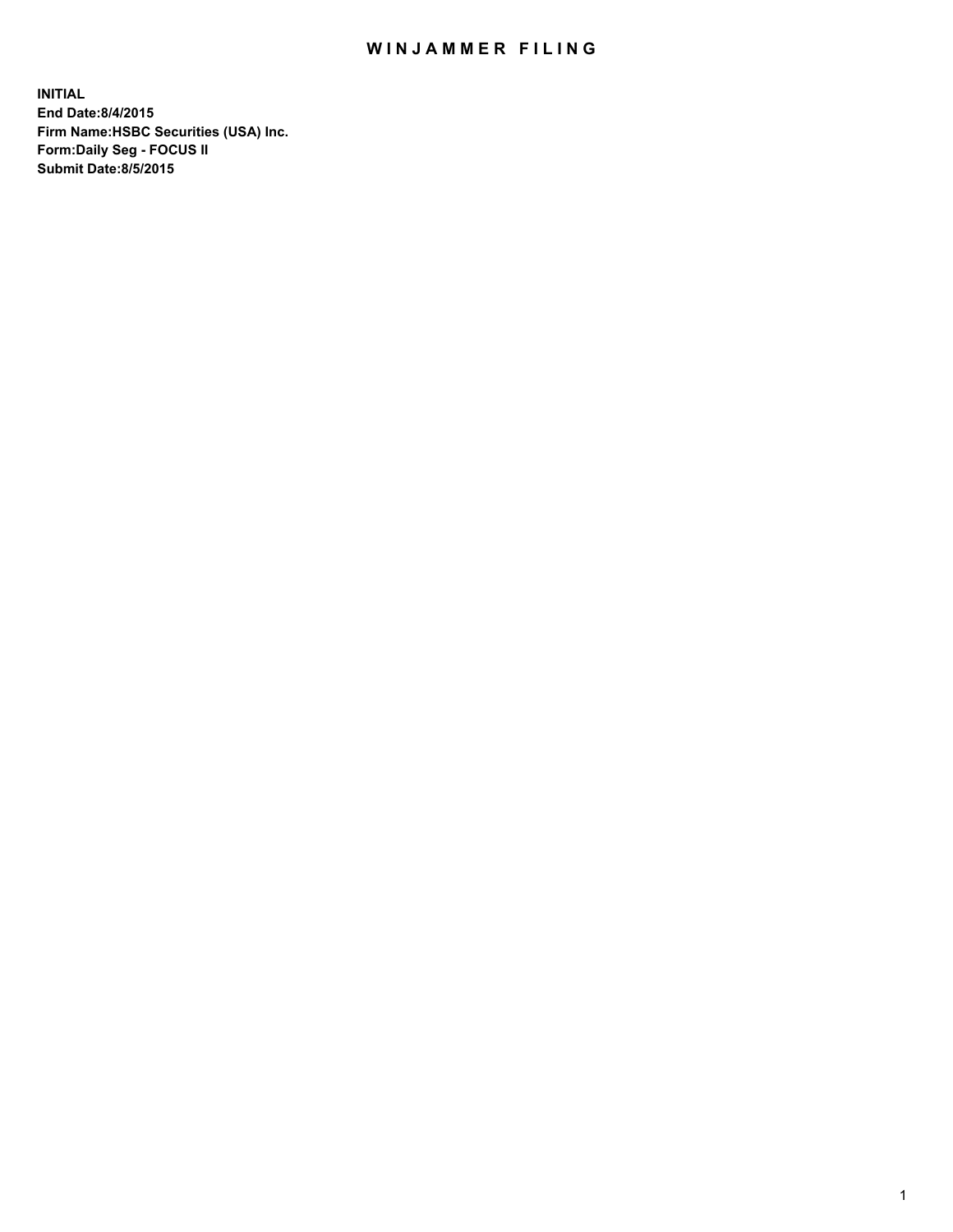# WINJAMMER FILING

**INITIAL**
**End Date:8/4/2015**
**Firm Name:HSBC Securities (USA) Inc.**
**Form:Daily Seg - FOCUS II**
**Submit Date:8/5/2015**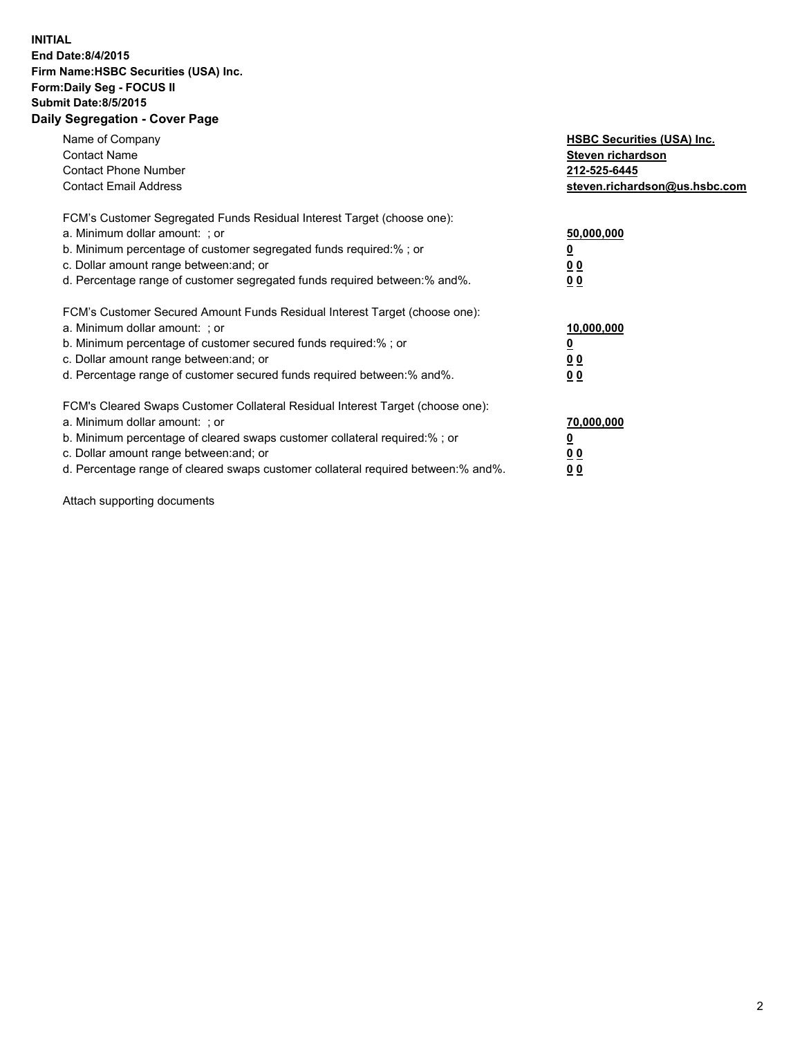**INITIAL**
**End Date:8/4/2015**
**Firm Name:HSBC Securities (USA) Inc.**
**Form:Daily Seg - FOCUS II**
**Submit Date:8/5/2015**
**Daily Segregation - Cover Page**

| | |
|---|---|
| Name of Company | **HSBC Securities (USA) Inc.** |
| Contact Name | **Steven richardson** |
| Contact Phone Number | **212-525-6445** |
| Contact Email Address | **steven.richardson@us.hsbc.com** |

| | |
|---|---|
| FCM's Customer Segregated Funds Residual Interest Target (choose one): | |
| a. Minimum dollar amount: ; or | **50,000,000** |
| b. Minimum percentage of customer segregated funds required:% ; or | **0** |
| c. Dollar amount range between:and; or | **0 0** |
| d. Percentage range of customer segregated funds required between:% and%. | **0 0** |
| FCM's Customer Secured Amount Funds Residual Interest Target (choose one): | |
| a. Minimum dollar amount: ; or | **10,000,000** |
| b. Minimum percentage of customer secured funds required:% ; or | **0** |
| c. Dollar amount range between:and; or | **0 0** |
| d. Percentage range of customer secured funds required between:% and%. | **0 0** |
| FCM's Cleared Swaps Customer Collateral Residual Interest Target (choose one): | |
| a. Minimum dollar amount: ; or | **70,000,000** |
| b. Minimum percentage of cleared swaps customer collateral required:% ; or | **0** |
| c. Dollar amount range between:and; or | **0 0** |
| d. Percentage range of cleared swaps customer collateral required between:% and%. | **0 0** |

Attach supporting documents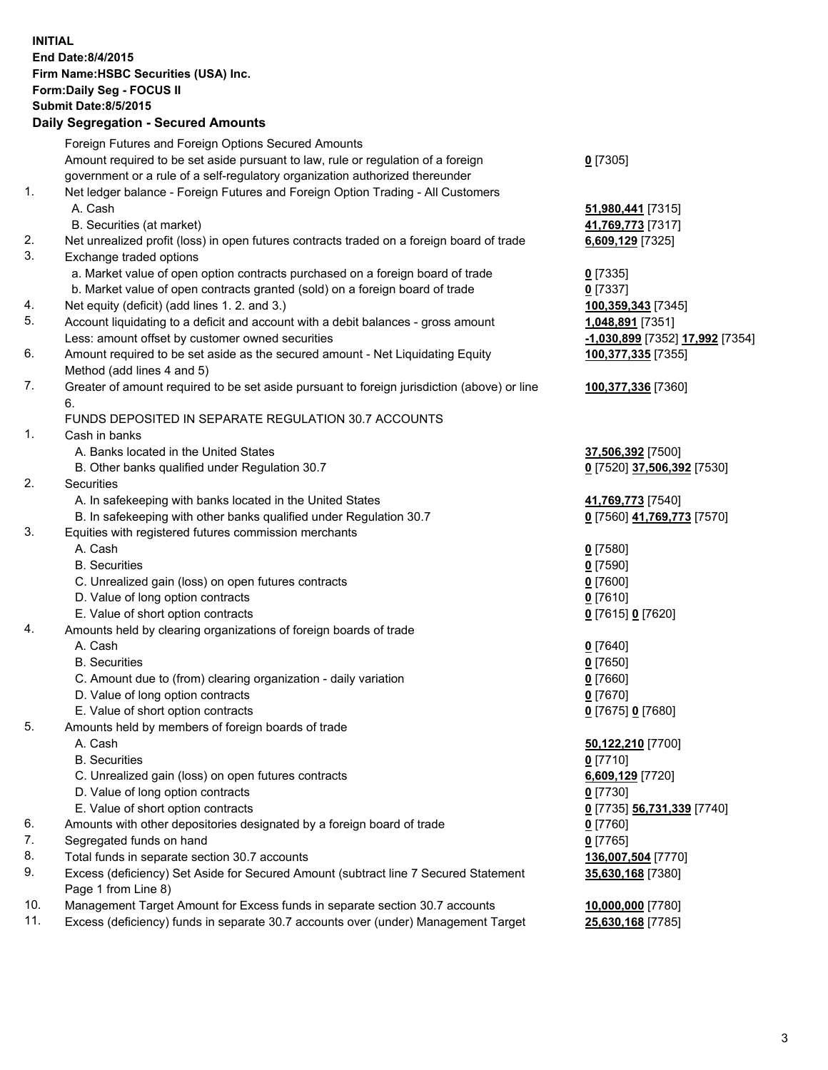**INITIAL**
**End Date:8/4/2015**
**Firm Name:HSBC Securities (USA) Inc.**
**Form:Daily Seg - FOCUS II**
**Submit Date:8/5/2015**

### Daily Segregation - Secured Amounts

| | | |
|---|---|---|
| | Foreign Futures and Foreign Options Secured Amounts | |
| | Amount required to be set aside pursuant to law, rule or regulation of a foreign government or a rule of a self-regulatory organization authorized thereunder | **0** [7305] |
| 1. | Net ledger balance - Foreign Futures and Foreign Option Trading - All Customers | |
| | A. Cash | **51,980,441** [7315] |
| | B. Securities (at market) | **41,769,773** [7317] |
| 2. | Net unrealized profit (loss) in open futures contracts traded on a foreign board of trade | **6,609,129** [7325] |
| 3. | Exchange traded options | |
| | a. Market value of open option contracts purchased on a foreign board of trade | **0** [7335] |
| | b. Market value of open contracts granted (sold) on a foreign board of trade | **0** [7337] |
| 4. | Net equity (deficit) (add lines 1. 2. and 3.) | **100,359,343** [7345] |
| 5. | Account liquidating to a deficit and account with a debit balances - gross amount | **1,048,891** [7351] |
| | Less: amount offset by customer owned securities | **-1,030,899** [7352] **17,992** [7354] |
| 6. | Amount required to be set aside as the secured amount - Net Liquidating Equity Method (add lines 4 and 5) | **100,377,335** [7355] |
| 7. | Greater of amount required to be set aside pursuant to foreign jurisdiction (above) or line 6. | **100,377,336** [7360] |
| | FUNDS DEPOSITED IN SEPARATE REGULATION 30.7 ACCOUNTS | |
| 1. | Cash in banks | |
| | A. Banks located in the United States | **37,506,392** [7500] |
| | B. Other banks qualified under Regulation 30.7 | **0** [7520] **37,506,392** [7530] |
| 2. | Securities | |
| | A. In safekeeping with banks located in the United States | **41,769,773** [7540] |
| | B. In safekeeping with other banks qualified under Regulation 30.7 | **0** [7560] **41,769,773** [7570] |
| 3. | Equities with registered futures commission merchants | |
| | A. Cash | **0** [7580] |
| | B. Securities | **0** [7590] |
| | C. Unrealized gain (loss) on open futures contracts | **0** [7600] |
| | D. Value of long option contracts | **0** [7610] |
| | E. Value of short option contracts | **0** [7615] **0** [7620] |
| 4. | Amounts held by clearing organizations of foreign boards of trade | |
| | A. Cash | **0** [7640] |
| | B. Securities | **0** [7650] |
| | C. Amount due to (from) clearing organization - daily variation | **0** [7660] |
| | D. Value of long option contracts | **0** [7670] |
| | E. Value of short option contracts | **0** [7675] **0** [7680] |
| 5. | Amounts held by members of foreign boards of trade | |
| | A. Cash | **50,122,210** [7700] |
| | B. Securities | **0** [7710] |
| | C. Unrealized gain (loss) on open futures contracts | **6,609,129** [7720] |
| | D. Value of long option contracts | **0** [7730] |
| | E. Value of short option contracts | **0** [7735] **56,731,339** [7740] |
| 6. | Amounts with other depositories designated by a foreign board of trade | **0** [7760] |
| 7. | Segregated funds on hand | **0** [7765] |
| 8. | Total funds in separate section 30.7 accounts | **136,007,504** [7770] |
| 9. | Excess (deficiency) Set Aside for Secured Amount (subtract line 7 Secured Statement Page 1 from Line 8) | **35,630,168** [7380] |
| 10. | Management Target Amount for Excess funds in separate section 30.7 accounts | **10,000,000** [7780] |
| 11. | Excess (deficiency) funds in separate 30.7 accounts over (under) Management Target | **25,630,168** [7785] |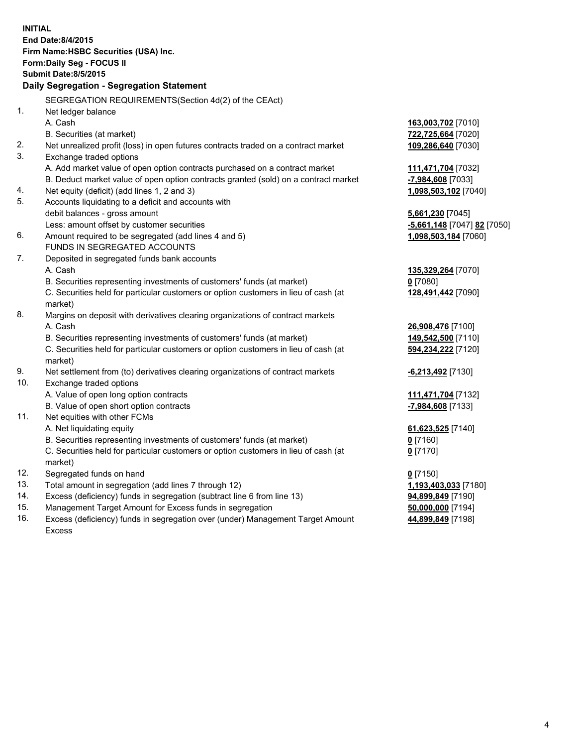**INITIAL**
**End Date:8/4/2015**
**Firm Name:HSBC Securities (USA) Inc.**
**Form:Daily Seg - FOCUS II**
**Submit Date:8/5/2015**

**Daily Segregation - Segregation Statement**

| | | |
|---|---|---|
| | SEGREGATION REQUIREMENTS(Section 4d(2) of the CEAct) | |
| 1. | Net ledger balance | |
| | A. Cash | **163,003,702** [7010] |
| | B. Securities (at market) | **722,725,664** [7020] |
| 2. | Net unrealized profit (loss) in open futures contracts traded on a contract market | **109,286,640** [7030] |
| 3. | Exchange traded options | |
| | A. Add market value of open option contracts purchased on a contract market | **111,471,704** [7032] |
| | B. Deduct market value of open option contracts granted (sold) on a contract market | **-7,984,608** [7033] |
| 4. | Net equity (deficit) (add lines 1, 2 and 3) | **1,098,503,102** [7040] |
| 5. | Accounts liquidating to a deficit and accounts with | |
| | debit balances - gross amount | **5,661,230** [7045] |
| | Less: amount offset by customer securities | **-5,661,148** [7047] **82** [7050] |
| 6. | Amount required to be segregated (add lines 4 and 5) | **1,098,503,184** [7060] |
| | FUNDS IN SEGREGATED ACCOUNTS | |
| 7. | Deposited in segregated funds bank accounts | |
| | A. Cash | **135,329,264** [7070] |
| | B. Securities representing investments of customers' funds (at market) | **0** [7080] |
| | C. Securities held for particular customers or option customers in lieu of cash (at market) | **128,491,442** [7090] |
| 8. | Margins on deposit with derivatives clearing organizations of contract markets | |
| | A. Cash | **26,908,476** [7100] |
| | B. Securities representing investments of customers' funds (at market) | **149,542,500** [7110] |
| | C. Securities held for particular customers or option customers in lieu of cash (at market) | **594,234,222** [7120] |
| 9. | Net settlement from (to) derivatives clearing organizations of contract markets | **-6,213,492** [7130] |
| 10. | Exchange traded options | |
| | A. Value of open long option contracts | **111,471,704** [7132] |
| | B. Value of open short option contracts | **-7,984,608** [7133] |
| 11. | Net equities with other FCMs | |
| | A. Net liquidating equity | **61,623,525** [7140] |
| | B. Securities representing investments of customers' funds (at market) | **0** [7160] |
| | C. Securities held for particular customers or option customers in lieu of cash (at market) | **0** [7170] |
| 12. | Segregated funds on hand | **0** [7150] |
| 13. | Total amount in segregation (add lines 7 through 12) | **1,193,403,033** [7180] |
| 14. | Excess (deficiency) funds in segregation (subtract line 6 from line 13) | **94,899,849** [7190] |
| 15. | Management Target Amount for Excess funds in segregation | **50,000,000** [7194] |
| 16. | Excess (deficiency) funds in segregation over (under) Management Target Amount Excess | **44,899,849** [7198] |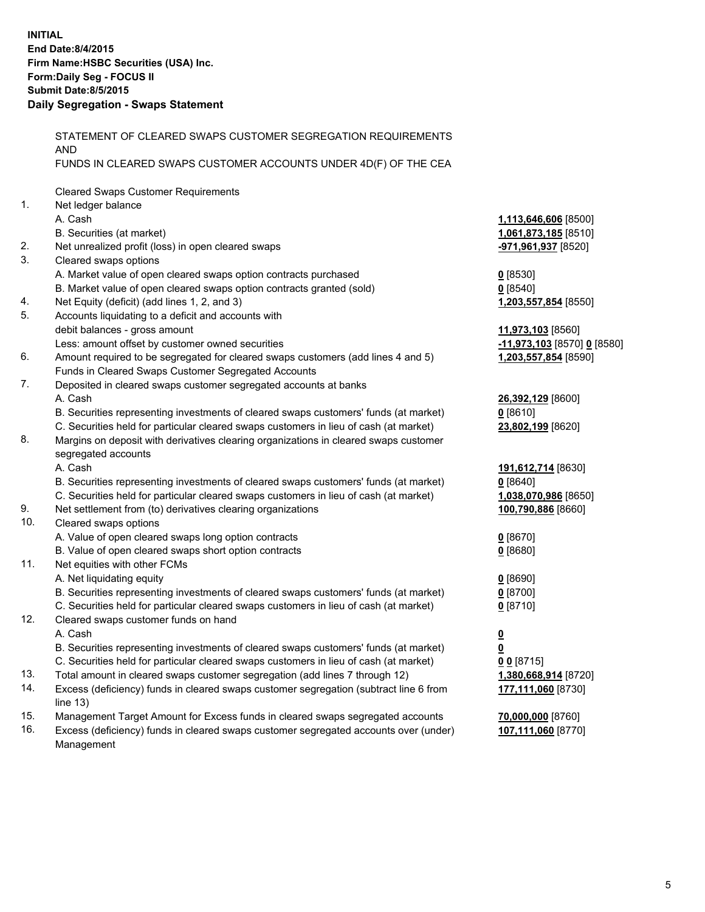**INITIAL**
**End Date:8/4/2015**
**Firm Name:HSBC Securities (USA) Inc.**
**Form:Daily Seg - FOCUS II**
**Submit Date:8/5/2015**
**Daily Segregation - Swaps Statement**

STATEMENT OF CLEARED SWAPS CUSTOMER SEGREGATION REQUIREMENTS AND FUNDS IN CLEARED SWAPS CUSTOMER ACCOUNTS UNDER 4D(F) OF THE CEA

| | | |
|---|---|---|
| | Cleared Swaps Customer Requirements | |
| 1. | Net ledger balance | |
| | A. Cash | **1,113,646,606** [8500] |
| | B. Securities (at market) | **1,061,873,185** [8510] |
| 2. | Net unrealized profit (loss) in open cleared swaps | **-971,961,937** [8520] |
| 3. | Cleared swaps options | |
| | A. Market value of open cleared swaps option contracts purchased | **0** [8530] |
| | B. Market value of open cleared swaps option contracts granted (sold) | **0** [8540] |
| 4. | Net Equity (deficit) (add lines 1, 2, and 3) | **1,203,557,854** [8550] |
| 5. | Accounts liquidating to a deficit and accounts with | |
| | debit balances - gross amount | **11,973,103** [8560] |
| | Less: amount offset by customer owned securities | **-11,973,103** [8570] **0** [8580] |
| 6. | Amount required to be segregated for cleared swaps customers (add lines 4 and 5) | **1,203,557,854** [8590] |
| | Funds in Cleared Swaps Customer Segregated Accounts | |
| 7. | Deposited in cleared swaps customer segregated accounts at banks | |
| | A. Cash | **26,392,129** [8600] |
| | B. Securities representing investments of cleared swaps customers' funds (at market) | **0** [8610] |
| | C. Securities held for particular cleared swaps customers in lieu of cash (at market) | **23,802,199** [8620] |
| 8. | Margins on deposit with derivatives clearing organizations in cleared swaps customer segregated accounts | |
| | A. Cash | **191,612,714** [8630] |
| | B. Securities representing investments of cleared swaps customers' funds (at market) | **0** [8640] |
| | C. Securities held for particular cleared swaps customers in lieu of cash (at market) | **1,038,070,986** [8650] |
| 9. | Net settlement from (to) derivatives clearing organizations | **100,790,886** [8660] |
| 10. | Cleared swaps options | |
| | A. Value of open cleared swaps long option contracts | **0** [8670] |
| | B. Value of open cleared swaps short option contracts | **0** [8680] |
| 11. | Net equities with other FCMs | |
| | A. Net liquidating equity | **0** [8690] |
| | B. Securities representing investments of cleared swaps customers' funds (at market) | **0** [8700] |
| | C. Securities held for particular cleared swaps customers in lieu of cash (at market) | **0** [8710] |
| 12. | Cleared swaps customer funds on hand | |
| | A. Cash | **0** |
| | B. Securities representing investments of cleared swaps customers' funds (at market) | **0** |
| | C. Securities held for particular cleared swaps customers in lieu of cash (at market) | **0** **0** [8715] |
| 13. | Total amount in cleared swaps customer segregation (add lines 7 through 12) | **1,380,668,914** [8720] |
| 14. | Excess (deficiency) funds in cleared swaps customer segregation (subtract line 6 from line 13) | **177,111,060** [8730] |
| 15. | Management Target Amount for Excess funds in cleared swaps segregated accounts | **70,000,000** [8760] |
| 16. | Excess (deficiency) funds in cleared swaps customer segregated accounts over (under) Management | **107,111,060** [8770] |